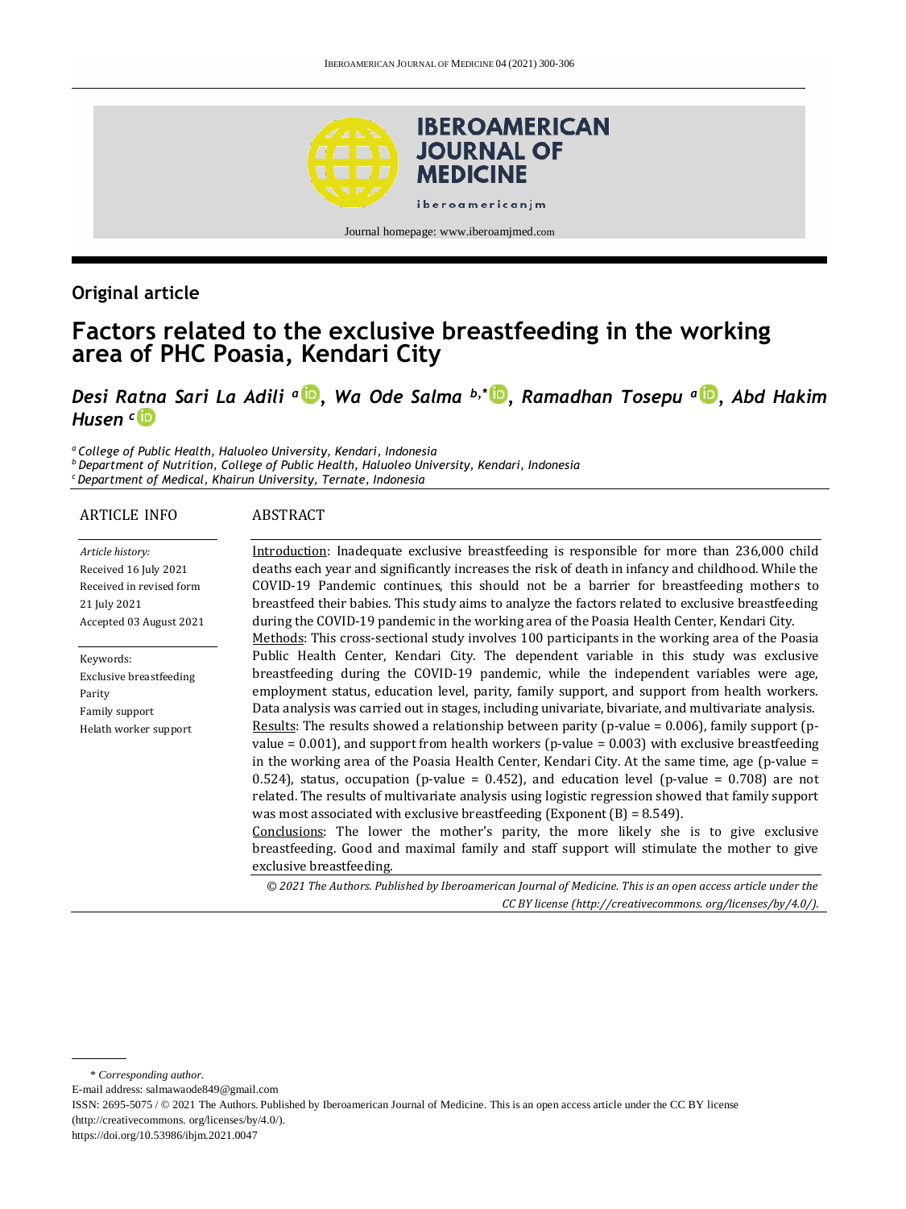Journal homepage: www.iberoamjmed.com

**Original article**

# Factors related to the exclusive breastfeeding in the working area of PHC Poasia, Kendari City

***Desi Ratna Sari La Adili [a], Wa Ode Salma [b,*], Ramadhan Tosepu [a], Abd Hakim Husen [c]***

[a] *College of Public Health, Haluoleo University, Kendari, Indonesia*
[b] *Department of Nutrition, College of Public Health, Haluoleo University, Kendari, Indonesia*
[c] *Department of Medical, Khairun University, Ternate, Indonesia*

**ARTICLE INFO**

*Article history:*
Received 16 July 2021
Received in revised form 21 July 2021
Accepted 03 August 2021

Keywords:
Exclusive breastfeeding
Parity
Family support
Helath worker support

**ABSTRACT**

Introduction: Inadequate exclusive breastfeeding is responsible for more than 236,000 child deaths each year and significantly increases the risk of death in infancy and childhood. While the COVID-19 Pandemic continues, this should not be a barrier for breastfeeding mothers to breastfeed their babies. This study aims to analyze the factors related to exclusive breastfeeding during the COVID-19 pandemic in the working area of the Poasia Health Center, Kendari City.

Methods: This cross-sectional study involves 100 participants in the working area of the Poasia Public Health Center, Kendari City. The dependent variable in this study was exclusive breastfeeding during the COVID-19 pandemic, while the independent variables were age, employment status, education level, parity, family support, and support from health workers. Data analysis was carried out in stages, including univariate, bivariate, and multivariate analysis.

Results: The results showed a relationship between parity (p-value = 0.006), family support (p-value = 0.001), and support from health workers (p-value = 0.003) with exclusive breastfeeding in the working area of the Poasia Health Center, Kendari City. At the same time, age (p-value = 0.524), status, occupation (p-value = 0.452), and education level (p-value = 0.708) are not related. The results of multivariate analysis using logistic regression showed that family support was most associated with exclusive breastfeeding (Exponent (B) = 8.549).

Conclusions: The lower the mother's parity, the more likely she is to give exclusive breastfeeding. Good and maximal family and staff support will stimulate the mother to give exclusive breastfeeding.

*© 2021 The Authors. Published by Iberoamerican Journal of Medicine. This is an open access article under the CC BY license (http://creativecommons. org/licenses/by/4.0/).*

\* *Corresponding author.*
E-mail address: salmawaode849@gmail.com
ISSN: 2695-5075 / © 2021 The Authors. Published by Iberoamerican Journal of Medicine. This is an open access article under the CC BY license (http://creativecommons. org/licenses/by/4.0/).
https://doi.org/10.53986/ibjm.2021.0047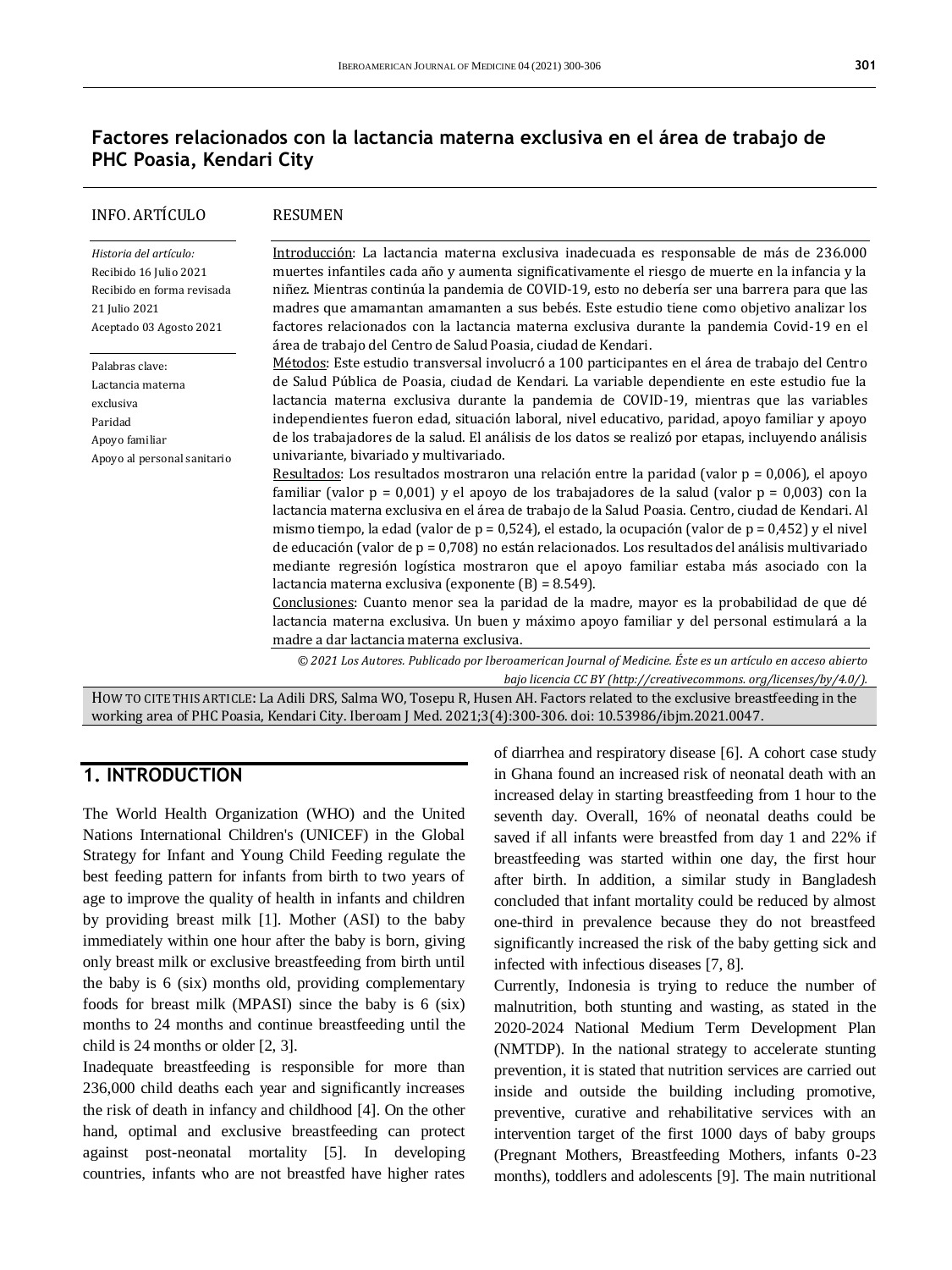# Factores relacionados con la lactancia materna exclusiva en el área de trabajo de PHC Poasia, Kendari City

**INFO. ARTÍCULO**

*Historia del artículo:*
Recibido 16 Julio 2021
Recibido en forma revisada 21 Julio 2021
Aceptado 03 Agosto 2021

Palabras clave:
Lactancia materna exclusiva
Paridad
Apoyo familiar
Apoyo al personal sanitario

**RESUMEN**

Introducción: La lactancia materna exclusiva inadecuada es responsable de más de 236.000 muertes infantiles cada año y aumenta significativamente el riesgo de muerte en la infancia y la niñez. Mientras continúa la pandemia de COVID-19, esto no debería ser una barrera para que las madres que amamantan amamanten a sus bebés. Este estudio tiene como objetivo analizar los factores relacionados con la lactancia materna exclusiva durante la pandemia Covid-19 en el área de trabajo del Centro de Salud Poasia, ciudad de Kendari.

Métodos: Este estudio transversal involucró a 100 participantes en el área de trabajo del Centro de Salud Pública de Poasia, ciudad de Kendari. La variable dependiente en este estudio fue la lactancia materna exclusiva durante la pandemia de COVID-19, mientras que las variables independientes fueron edad, situación laboral, nivel educativo, paridad, apoyo familiar y apoyo de los trabajadores de la salud. El análisis de los datos se realizó por etapas, incluyendo análisis univariante, bivariado y multivariado.

Resultados: Los resultados mostraron una relación entre la paridad (valor p = 0,006), el apoyo familiar (valor p = 0,001) y el apoyo de los trabajadores de la salud (valor p = 0,003) con la lactancia materna exclusiva en el área de trabajo de la Salud Poasia. Centro, ciudad de Kendari. Al mismo tiempo, la edad (valor de p = 0,524), el estado, la ocupación (valor de p = 0,452) y el nivel de educación (valor de p = 0,708) no están relacionados. Los resultados del análisis multivariado mediante regresión logística mostraron que el apoyo familiar estaba más asociado con la lactancia materna exclusiva (exponente (B) = 8.549).

Conclusiones: Cuanto menor sea la paridad de la madre, mayor es la probabilidad de que dé lactancia materna exclusiva. Un buen y máximo apoyo familiar y del personal estimulará a la madre a dar lactancia materna exclusiva.

*© 2021 Los Autores. Publicado por Iberoamerican Journal of Medicine. Éste es un artículo en acceso abierto bajo licencia CC BY (http://creativecommons. org/licenses/by/4.0/).*

HOW TO CITE THIS ARTICLE: La Adili DRS, Salma WO, Tosepu R, Husen AH. Factors related to the exclusive breastfeeding in the working area of PHC Poasia, Kendari City. Iberoam J Med. 2021;3(4):300-306. doi: 10.53986/ibjm.2021.0047.

## 1. INTRODUCTION

The World Health Organization (WHO) and the United Nations International Children's (UNICEF) in the Global Strategy for Infant and Young Child Feeding regulate the best feeding pattern for infants from birth to two years of age to improve the quality of health in infants and children by providing breast milk [1]. Mother (ASI) to the baby immediately within one hour after the baby is born, giving only breast milk or exclusive breastfeeding from birth until the baby is 6 (six) months old, providing complementary foods for breast milk (MPASI) since the baby is 6 (six) months to 24 months and continue breastfeeding until the child is 24 months or older [2, 3].

Inadequate breastfeeding is responsible for more than 236,000 child deaths each year and significantly increases the risk of death in infancy and childhood [4]. On the other hand, optimal and exclusive breastfeeding can protect against post-neonatal mortality [5]. In developing countries, infants who are not breastfed have higher rates of diarrhea and respiratory disease [6]. A cohort case study in Ghana found an increased risk of neonatal death with an increased delay in starting breastfeeding from 1 hour to the seventh day. Overall, 16% of neonatal deaths could be saved if all infants were breastfed from day 1 and 22% if breastfeeding was started within one day, the first hour after birth. In addition, a similar study in Bangladesh concluded that infant mortality could be reduced by almost one-third in prevalence because they do not breastfeed significantly increased the risk of the baby getting sick and infected with infectious diseases [7, 8].

Currently, Indonesia is trying to reduce the number of malnutrition, both stunting and wasting, as stated in the 2020-2024 National Medium Term Development Plan (NMTDP). In the national strategy to accelerate stunting prevention, it is stated that nutrition services are carried out inside and outside the building including promotive, preventive, curative and rehabilitative services with an intervention target of the first 1000 days of baby groups (Pregnant Mothers, Breastfeeding Mothers, infants 0-23 months), toddlers and adolescents [9]. The main nutritional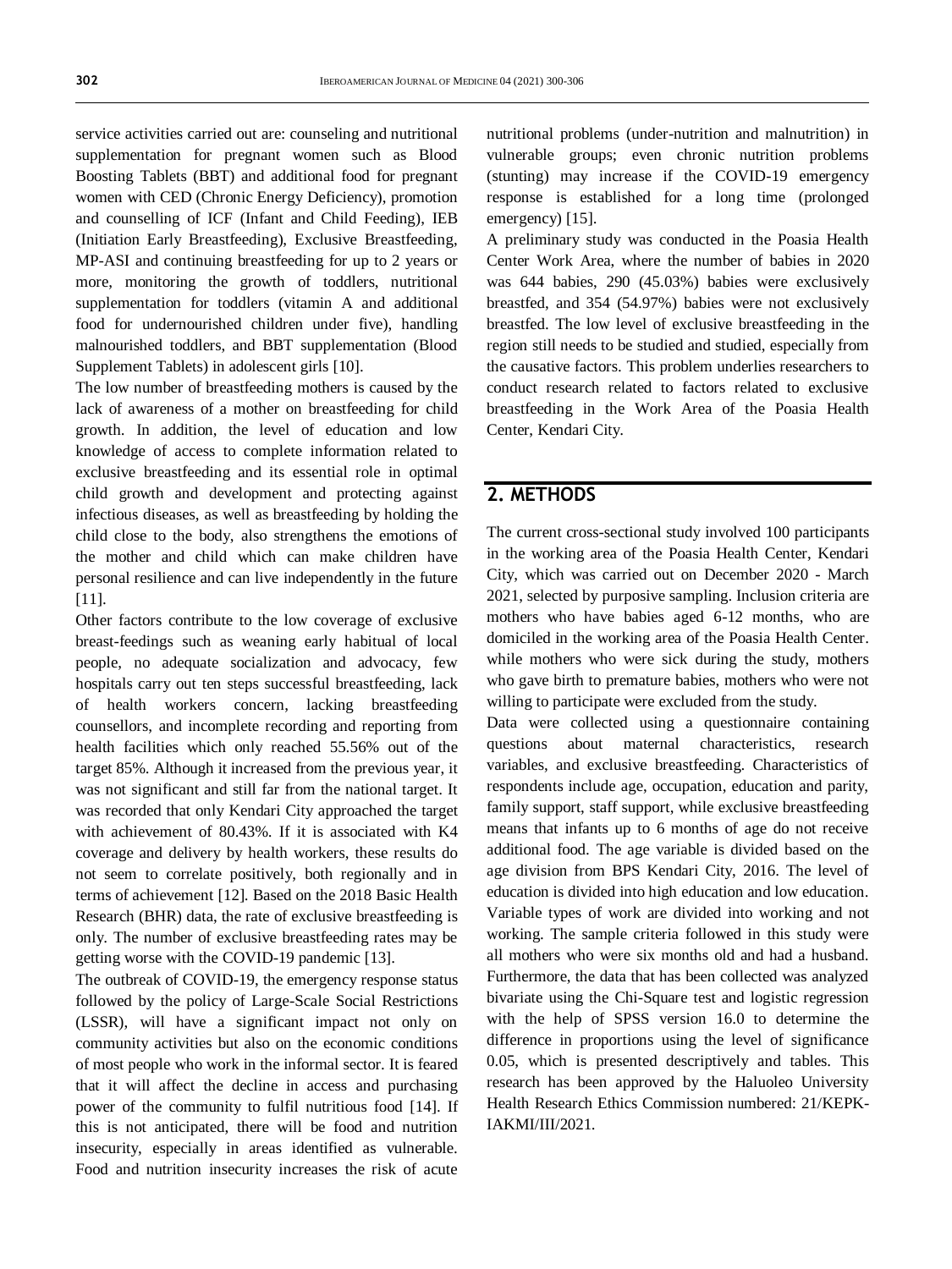service activities carried out are: counseling and nutritional supplementation for pregnant women such as Blood Boosting Tablets (BBT) and additional food for pregnant women with CED (Chronic Energy Deficiency), promotion and counselling of ICF (Infant and Child Feeding), IEB (Initiation Early Breastfeeding), Exclusive Breastfeeding, MP-ASI and continuing breastfeeding for up to 2 years or more, monitoring the growth of toddlers, nutritional supplementation for toddlers (vitamin A and additional food for undernourished children under five), handling malnourished toddlers, and BBT supplementation (Blood Supplement Tablets) in adolescent girls [10].

The low number of breastfeeding mothers is caused by the lack of awareness of a mother on breastfeeding for child growth. In addition, the level of education and low knowledge of access to complete information related to exclusive breastfeeding and its essential role in optimal child growth and development and protecting against infectious diseases, as well as breastfeeding by holding the child close to the body, also strengthens the emotions of the mother and child which can make children have personal resilience and can live independently in the future [11].

Other factors contribute to the low coverage of exclusive breast-feedings such as weaning early habitual of local people, no adequate socialization and advocacy, few hospitals carry out ten steps successful breastfeeding, lack of health workers concern, lacking breastfeeding counsellors, and incomplete recording and reporting from health facilities which only reached 55.56% out of the target 85%. Although it increased from the previous year, it was not significant and still far from the national target. It was recorded that only Kendari City approached the target with achievement of 80.43%. If it is associated with K4 coverage and delivery by health workers, these results do not seem to correlate positively, both regionally and in terms of achievement [12]. Based on the 2018 Basic Health Research (BHR) data, the rate of exclusive breastfeeding is only. The number of exclusive breastfeeding rates may be getting worse with the COVID-19 pandemic [13].

The outbreak of COVID-19, the emergency response status followed by the policy of Large-Scale Social Restrictions (LSSR), will have a significant impact not only on community activities but also on the economic conditions of most people who work in the informal sector. It is feared that it will affect the decline in access and purchasing power of the community to fulfil nutritious food [14]. If this is not anticipated, there will be food and nutrition insecurity, especially in areas identified as vulnerable. Food and nutrition insecurity increases the risk of acute nutritional problems (under-nutrition and malnutrition) in vulnerable groups; even chronic nutrition problems (stunting) may increase if the COVID-19 emergency response is established for a long time (prolonged emergency) [15].

A preliminary study was conducted in the Poasia Health Center Work Area, where the number of babies in 2020 was 644 babies, 290 (45.03%) babies were exclusively breastfed, and 354 (54.97%) babies were not exclusively breastfed. The low level of exclusive breastfeeding in the region still needs to be studied and studied, especially from the causative factors. This problem underlies researchers to conduct research related to factors related to exclusive breastfeeding in the Work Area of the Poasia Health Center, Kendari City.

## 2. METHODS

The current cross-sectional study involved 100 participants in the working area of the Poasia Health Center, Kendari City, which was carried out on December 2020 - March 2021, selected by purposive sampling. Inclusion criteria are mothers who have babies aged 6-12 months, who are domiciled in the working area of the Poasia Health Center. while mothers who were sick during the study, mothers who gave birth to premature babies, mothers who were not willing to participate were excluded from the study.

Data were collected using a questionnaire containing questions about maternal characteristics, research variables, and exclusive breastfeeding. Characteristics of respondents include age, occupation, education and parity, family support, staff support, while exclusive breastfeeding means that infants up to 6 months of age do not receive additional food. The age variable is divided based on the age division from BPS Kendari City, 2016. The level of education is divided into high education and low education. Variable types of work are divided into working and not working. The sample criteria followed in this study were all mothers who were six months old and had a husband. Furthermore, the data that has been collected was analyzed bivariate using the Chi-Square test and logistic regression with the help of SPSS version 16.0 to determine the difference in proportions using the level of significance 0.05, which is presented descriptively and tables. This research has been approved by the Haluoleo University Health Research Ethics Commission numbered: 21/KEPK-IAKMI/III/2021.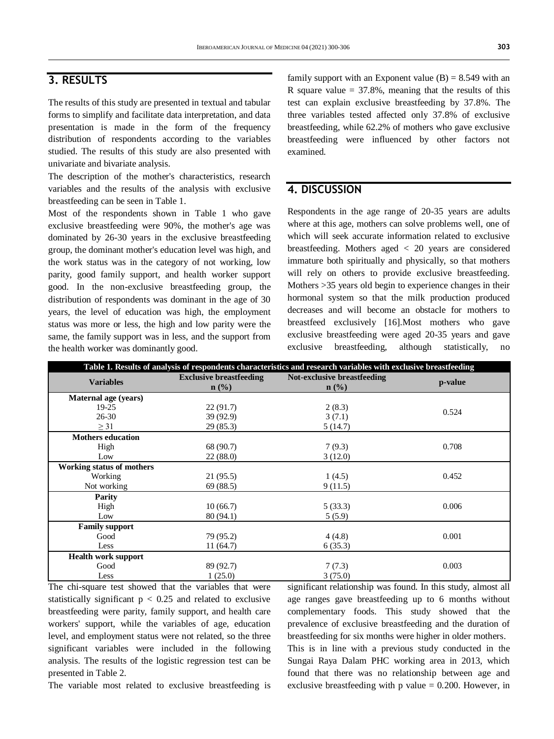## 3. RESULTS

The results of this study are presented in textual and tabular forms to simplify and facilitate data interpretation, and data presentation is made in the form of the frequency distribution of respondents according to the variables studied. The results of this study are also presented with univariate and bivariate analysis.

The description of the mother's characteristics, research variables and the results of the analysis with exclusive breastfeeding can be seen in Table 1.

Most of the respondents shown in Table 1 who gave exclusive breastfeeding were 90%, the mother's age was dominated by 26-30 years in the exclusive breastfeeding group, the dominant mother's education level was high, and the work status was in the category of not working, low parity, good family support, and health worker support good. In the non-exclusive breastfeeding group, the distribution of respondents was dominant in the age of 30 years, the level of education was high, the employment status was more or less, the high and low parity were the same, the family support was in less, and the support from the health worker was dominantly good.

**Table 1. Results of analysis of respondents characteristics and research variables with exclusive breastfeeding**

| Variables | Exclusive breastfeeding n (%) | Not-exclusive breastfeeding n (%) | p-value |
|---|---|---|---|
| **Maternal age (years)** | | | |
| 19-25 | 22 (91.7) | 2 (8.3) | 0.524 |
| 26-30 | 39 (92.9) | 3 (7.1) | |
| ≥ 31 | 29 (85.3) | 5 (14.7) | |
| **Mothers education** | | | |
| High | 68 (90.7) | 7 (9.3) | 0.708 |
| Low | 22 (88.0) | 3 (12.0) | |
| **Working status of mothers** | | | |
| Working | 21 (95.5) | 1 (4.5) | 0.452 |
| Not working | 69 (88.5) | 9 (11.5) | |
| **Parity** | | | |
| High | 10 (66.7) | 5 (33.3) | 0.006 |
| Low | 80 (94.1) | 5 (5.9) | |
| **Family support** | | | |
| Good | 79 (95.2) | 4 (4.8) | 0.001 |
| Less | 11 (64.7) | 6 (35.3) | |
| **Health work support** | | | |
| Good | 89 (92.7) | 7 (7.3) | 0.003 |
| Less | 1 (25.0) | 3 (75.0) | |

The chi-square test showed that the variables that were statistically significant $p < 0.25$ and related to exclusive breastfeeding were parity, family support, and health care workers' support, while the variables of age, education level, and employment status were not related, so the three significant variables were included in the following analysis. The results of the logistic regression test can be presented in Table 2.

The variable most related to exclusive breastfeeding is family support with an Exponent value (B) = 8.549 with an R square value = 37.8%, meaning that the results of this test can explain exclusive breastfeeding by 37.8%. The three variables tested affected only 37.8% of exclusive breastfeeding, while 62.2% of mothers who gave exclusive breastfeeding were influenced by other factors not examined.

## 4. DISCUSSION

Respondents in the age range of 20-35 years are adults where at this age, mothers can solve problems well, one of which will seek accurate information related to exclusive breastfeeding. Mothers aged < 20 years are considered immature both spiritually and physically, so that mothers will rely on others to provide exclusive breastfeeding. Mothers >35 years old begin to experience changes in their hormonal system so that the milk production produced decreases and will become an obstacle for mothers to breastfeed exclusively [16].Most mothers who gave exclusive breastfeeding were aged 20-35 years and gave exclusive breastfeeding, although statistically, no significant relationship was found. In this study, almost all age ranges gave breastfeeding up to 6 months without complementary foods. This study showed that the prevalence of exclusive breastfeeding and the duration of breastfeeding for six months were higher in older mothers.

This is in line with a previous study conducted in the Sungai Raya Dalam PHC working area in 2013, which found that there was no relationship between age and exclusive breastfeeding with p value = 0.200. However, in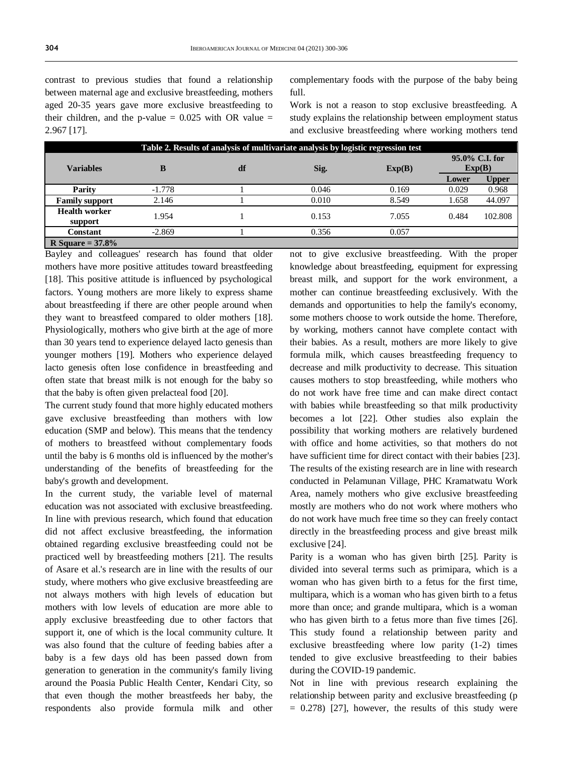contrast to previous studies that found a relationship between maternal age and exclusive breastfeeding, mothers aged 20-35 years gave more exclusive breastfeeding to their children, and the p-value = 0.025 with OR value = 2.967 [17].

**Table 2. Results of analysis of multivariate analysis by logistic regression test**

| Variables | B | df | Sig. | Exp(B) | 95.0% C.I. for Exp(B) | |
|---|---|---|---|---|---|---|
| | | | | | Lower | Upper |
| **Parity** | -1.778 | 1 | 0.046 | 0.169 | 0.029 | 0.968 |
| **Family support** | 2.146 | 1 | 0.010 | 8.549 | 1.658 | 44.097 |
| **Health worker support** | 1.954 | 1 | 0.153 | 7.055 | 0.484 | 102.808 |
| **Constant** | -2.869 | 1 | 0.356 | 0.057 | | |
| **R Square = 37.8%** | | | | | | |

Bayley and colleagues' research has found that older mothers have more positive attitudes toward breastfeeding [18]. This positive attitude is influenced by psychological factors. Young mothers are more likely to express shame about breastfeeding if there are other people around when they want to breastfeed compared to older mothers [18]. Physiologically, mothers who give birth at the age of more than 30 years tend to experience delayed lacto genesis than younger mothers [19]. Mothers who experience delayed lacto genesis often lose confidence in breastfeeding and often state that breast milk is not enough for the baby so that the baby is often given prelacteal food [20].

The current study found that more highly educated mothers gave exclusive breastfeeding than mothers with low education (SMP and below). This means that the tendency of mothers to breastfeed without complementary foods until the baby is 6 months old is influenced by the mother's understanding of the benefits of breastfeeding for the baby's growth and development.

In the current study, the variable level of maternal education was not associated with exclusive breastfeeding. In line with previous research, which found that education did not affect exclusive breastfeeding, the information obtained regarding exclusive breastfeeding could not be practiced well by breastfeeding mothers [21]. The results of Asare et al.'s research are in line with the results of our study, where mothers who give exclusive breastfeeding are not always mothers with high levels of education but mothers with low levels of education are more able to apply exclusive breastfeeding due to other factors that support it, one of which is the local community culture. It was also found that the culture of feeding babies after a baby is a few days old has been passed down from generation to generation in the community's family living around the Poasia Public Health Center, Kendari City, so that even though the mother breastfeeds her baby, the respondents also provide formula milk and other complementary foods with the purpose of the baby being full.

Work is not a reason to stop exclusive breastfeeding. A study explains the relationship between employment status and exclusive breastfeeding where working mothers tend not to give exclusive breastfeeding. With the proper knowledge about breastfeeding, equipment for expressing breast milk, and support for the work environment, a mother can continue breastfeeding exclusively. With the demands and opportunities to help the family's economy, some mothers choose to work outside the home. Therefore, by working, mothers cannot have complete contact with their babies. As a result, mothers are more likely to give formula milk, which causes breastfeeding frequency to decrease and milk productivity to decrease. This situation causes mothers to stop breastfeeding, while mothers who do not work have free time and can make direct contact with babies while breastfeeding so that milk productivity becomes a lot [22]. Other studies also explain the possibility that working mothers are relatively burdened with office and home activities, so that mothers do not have sufficient time for direct contact with their babies [23]. The results of the existing research are in line with research conducted in Pelamunan Village, PHC Kramatwatu Work Area, namely mothers who give exclusive breastfeeding mostly are mothers who do not work where mothers who do not work have much free time so they can freely contact directly in the breastfeeding process and give breast milk exclusive [24].

Parity is a woman who has given birth [25]. Parity is divided into several terms such as primipara, which is a woman who has given birth to a fetus for the first time, multipara, which is a woman who has given birth to a fetus more than once; and grande multipara, which is a woman who has given birth to a fetus more than five times [26]. This study found a relationship between parity and exclusive breastfeeding where low parity (1-2) times tended to give exclusive breastfeeding to their babies during the COVID-19 pandemic.

Not in line with previous research explaining the relationship between parity and exclusive breastfeeding (p = 0.278) [27], however, the results of this study were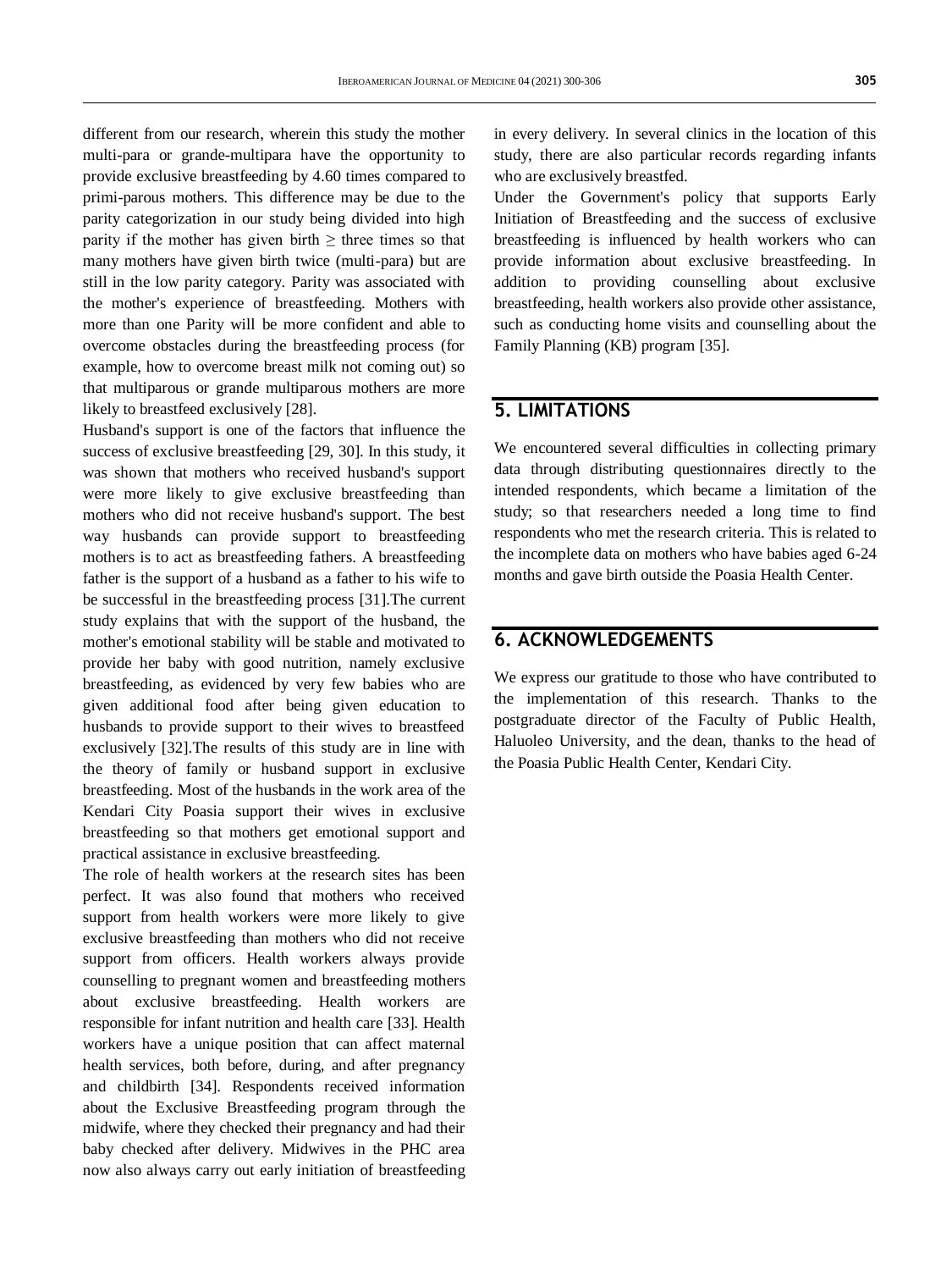different from our research, wherein this study the mother multi-para or grande-multipara have the opportunity to provide exclusive breastfeeding by 4.60 times compared to primi-parous mothers. This difference may be due to the parity categorization in our study being divided into high parity if the mother has given birth ≥ three times so that many mothers have given birth twice (multi-para) but are still in the low parity category. Parity was associated with the mother's experience of breastfeeding. Mothers with more than one Parity will be more confident and able to overcome obstacles during the breastfeeding process (for example, how to overcome breast milk not coming out) so that multiparous or grande multiparous mothers are more likely to breastfeed exclusively [28].

Husband's support is one of the factors that influence the success of exclusive breastfeeding [29, 30]. In this study, it was shown that mothers who received husband's support were more likely to give exclusive breastfeeding than mothers who did not receive husband's support. The best way husbands can provide support to breastfeeding mothers is to act as breastfeeding fathers. A breastfeeding father is the support of a husband as a father to his wife to be successful in the breastfeeding process [31].The current study explains that with the support of the husband, the mother's emotional stability will be stable and motivated to provide her baby with good nutrition, namely exclusive breastfeeding, as evidenced by very few babies who are given additional food after being given education to husbands to provide support to their wives to breastfeed exclusively [32].The results of this study are in line with the theory of family or husband support in exclusive breastfeeding. Most of the husbands in the work area of the Kendari City Poasia support their wives in exclusive breastfeeding so that mothers get emotional support and practical assistance in exclusive breastfeeding.

The role of health workers at the research sites has been perfect. It was also found that mothers who received support from health workers were more likely to give exclusive breastfeeding than mothers who did not receive support from officers. Health workers always provide counselling to pregnant women and breastfeeding mothers about exclusive breastfeeding. Health workers are responsible for infant nutrition and health care [33]. Health workers have a unique position that can affect maternal health services, both before, during, and after pregnancy and childbirth [34]. Respondents received information about the Exclusive Breastfeeding program through the midwife, where they checked their pregnancy and had their baby checked after delivery. Midwives in the PHC area now also always carry out early initiation of breastfeeding in every delivery. In several clinics in the location of this study, there are also particular records regarding infants who are exclusively breastfed.

Under the Government's policy that supports Early Initiation of Breastfeeding and the success of exclusive breastfeeding is influenced by health workers who can provide information about exclusive breastfeeding. In addition to providing counselling about exclusive breastfeeding, health workers also provide other assistance, such as conducting home visits and counselling about the Family Planning (KB) program [35].

## 5. LIMITATIONS

We encountered several difficulties in collecting primary data through distributing questionnaires directly to the intended respondents, which became a limitation of the study; so that researchers needed a long time to find respondents who met the research criteria. This is related to the incomplete data on mothers who have babies aged 6-24 months and gave birth outside the Poasia Health Center.

## 6. ACKNOWLEDGEMENTS

We express our gratitude to those who have contributed to the implementation of this research. Thanks to the postgraduate director of the Faculty of Public Health, Haluoleo University, and the dean, thanks to the head of the Poasia Public Health Center, Kendari City.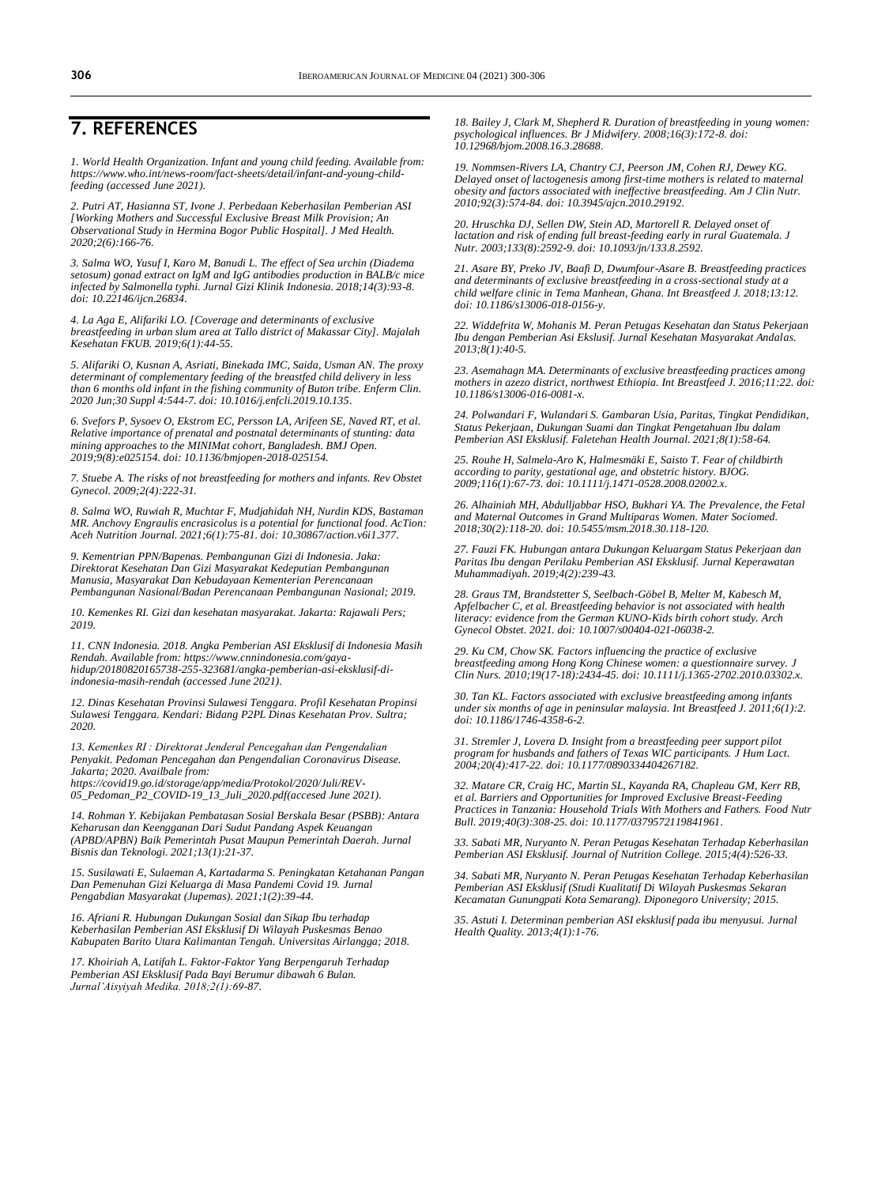## 7. REFERENCES

*1. World Health Organization. Infant and young child feeding. Available from: https://www.who.int/news-room/fact-sheets/detail/infant-and-young-child-feeding (accessed June 2021).*

*2. Putri AT, Hasianna ST, Ivone J. Perbedaan Keberhasilan Pemberian ASI [Working Mothers and Successful Exclusive Breast Milk Provision; An Observational Study in Hermina Bogor Public Hospital]. J Med Health. 2020;2(6):166-76.*

*3. Salma WO, Yusuf I, Karo M, Banudi L. The effect of Sea urchin (Diadema setosum) gonad extract on IgM and IgG antibodies production in BALB/c mice infected by Salmonella typhi. Jurnal Gizi Klinik Indonesia. 2018;14(3):93-8. doi: 10.22146/ijcn.26834.*

*4. La Aga E, Alifariki LO. [Coverage and determinants of exclusive breastfeeding in urban slum area at Tallo district of Makassar City]. Majalah Kesehatan FKUB. 2019;6(1):44-55.*

*5. Alifariki O, Kusnan A, Asriati, Binekada IMC, Saida, Usman AN. The proxy determinant of complementary feeding of the breastfed child delivery in less than 6 months old infant in the fishing community of Buton tribe. Enferm Clin. 2020 Jun;30 Suppl 4:544-7. doi: 10.1016/j.enfcli.2019.10.135.*

*6. Svefors P, Sysoev O, Ekstrom EC, Persson LA, Arifeen SE, Naved RT, et al. Relative importance of prenatal and postnatal determinants of stunting: data mining approaches to the MINIMat cohort, Bangladesh. BMJ Open. 2019;9(8):e025154. doi: 10.1136/bmjopen-2018-025154.*

*7. Stuebe A. The risks of not breastfeeding for mothers and infants. Rev Obstet Gynecol. 2009;2(4):222-31.*

*8. Salma WO, Ruwiah R, Muchtar F, Mudjahidah NH, Nurdin KDS, Bastaman MR. Anchovy Engraulis encrasicolus is a potential for functional food. AcTion: Aceh Nutrition Journal. 2021;6(1):75-81. doi: 10.30867/action.v6i1.377.*

*9. Kementrian PPN/Bapenas. Pembangunan Gizi di Indonesia. Jaka: Direktorat Kesehatan Dan Gizi Masyarakat Kedeputian Pembangunan Manusia, Masyarakat Dan Kebudayaan Kementerian Perencanaan Pembangunan Nasional/Badan Perencanaan Pembangunan Nasional; 2019.*

*10. Kemenkes RI. Gizi dan kesehatan masyarakat. Jakarta: Rajawali Pers; 2019.*

*11. CNN Indonesia. 2018. Angka Pemberian ASI Eksklusif di Indonesia Masih Rendah. Available from: https://www.cnnindonesia.com/gaya-hidup/20180820165738-255-323681/angka-pemberian-asi-eksklusif-di-indonesia-masih-rendah (accessed June 2021).*

*12. Dinas Kesehatan Provinsi Sulawesi Tenggara. Profil Kesehatan Propinsi Sulawesi Tenggara. Kendari: Bidang P2PL Dinas Kesehatan Prov. Sultra; 2020.*

*13. Kemenkes RI : Direktorat Jenderal Pencegahan dan Pengendalian Penyakit. Pedoman Pencegahan dan Pengendalian Coronavirus Disease. Jakarta; 2020. Availbale from: https://covid19.go.id/storage/app/media/Protokol/2020/Juli/REV-05_Pedoman_P2_COVID-19_13_Juli_2020.pdf(accesed June 2021).*

*14. Rohman Y. Kebijakan Pembatasan Sosial Berskala Besar (PSBB): Antara Keharusan dan Keengganan Dari Sudut Pandang Aspek Keuangan (APBD/APBN) Baik Pemerintah Pusat Maupun Pemerintah Daerah. Jurnal Bisnis dan Teknologi. 2021;13(1):21-37.*

*15. Susilawati E, Sulaeman A, Kartadarma S. Peningkatan Ketahanan Pangan Dan Pemenuhan Gizi Keluarga di Masa Pandemi Covid 19. Jurnal Pengabdian Masyarakat (Jupemas). 2021;1(2):39-44.*

*16. Afriani R. Hubungan Dukungan Sosial dan Sikap Ibu terhadap Keberhasilan Pemberian ASI Eksklusif Di Wilayah Puskesmas Benao Kabupaten Barito Utara Kalimantan Tengah. Universitas Airlangga; 2018.*

*17. Khoiriah A, Latifah L. Faktor-Faktor Yang Berpengaruh Terhadap Pemberian ASI Eksklusif Pada Bayi Berumur dibawah 6 Bulan. Jurnal'Aisyiyah Medika. 2018;2(1):69-87.*

*18. Bailey J, Clark M, Shepherd R. Duration of breastfeeding in young women: psychological influences. Br J Midwifery. 2008;16(3):172-8. doi: 10.12968/bjom.2008.16.3.28688.*

*19. Nommsen-Rivers LA, Chantry CJ, Peerson JM, Cohen RJ, Dewey KG. Delayed onset of lactogenesis among first-time mothers is related to maternal obesity and factors associated with ineffective breastfeeding. Am J Clin Nutr. 2010;92(3):574-84. doi: 10.3945/ajcn.2010.29192.*

*20. Hruschka DJ, Sellen DW, Stein AD, Martorell R. Delayed onset of lactation and risk of ending full breast-feeding early in rural Guatemala. J Nutr. 2003;133(8):2592-9. doi: 10.1093/jn/133.8.2592.*

*21. Asare BY, Preko JV, Baafi D, Dwumfour-Asare B. Breastfeeding practices and determinants of exclusive breastfeeding in a cross-sectional study at a child welfare clinic in Tema Manhean, Ghana. Int Breastfeed J. 2018;13:12. doi: 10.1186/s13006-018-0156-y.*

*22. Widdefrita W, Mohanis M. Peran Petugas Kesehatan dan Status Pekerjaan Ibu dengan Pemberian Asi Ekslusif. Jurnal Kesehatan Masyarakat Andalas. 2013;8(1):40-5.*

*23. Asemahagn MA. Determinants of exclusive breastfeeding practices among mothers in azezo district, northwest Ethiopia. Int Breastfeed J. 2016;11:22. doi: 10.1186/s13006-016-0081-x.*

*24. Polwandari F, Wulandari S. Gambaran Usia, Paritas, Tingkat Pendidikan, Status Pekerjaan, Dukungan Suami dan Tingkat Pengetahuan Ibu dalam Pemberian ASI Eksklusif. Faletehan Health Journal. 2021;8(1):58-64.*

*25. Rouhe H, Salmela-Aro K, Halmesmäki E, Saisto T. Fear of childbirth according to parity, gestational age, and obstetric history. BJOG. 2009;116(1):67-73. doi: 10.1111/j.1471-0528.2008.02002.x.*

*26. Alhainiah MH, Abdulljabbar HSO, Bukhari YA. The Prevalence, the Fetal and Maternal Outcomes in Grand Multiparas Women. Mater Sociomed. 2018;30(2):118-20. doi: 10.5455/msm.2018.30.118-120.*

*27. Fauzi FK. Hubungan antara Dukungan Keluargam Status Pekerjaan dan Paritas Ibu dengan Perilaku Pemberian ASI Eksklusif. Jurnal Keperawatan Muhammadiyah. 2019;4(2):239-43.*

*28. Graus TM, Brandstetter S, Seelbach-Göbel B, Melter M, Kabesch M, Apfelbacher C, et al. Breastfeeding behavior is not associated with health literacy: evidence from the German KUNO-Kids birth cohort study. Arch Gynecol Obstet. 2021. doi: 10.1007/s00404-021-06038-2.*

*29. Ku CM, Chow SK. Factors influencing the practice of exclusive breastfeeding among Hong Kong Chinese women: a questionnaire survey. J Clin Nurs. 2010;19(17-18):2434-45. doi: 10.1111/j.1365-2702.2010.03302.x.*

*30. Tan KL. Factors associated with exclusive breastfeeding among infants under six months of age in peninsular malaysia. Int Breastfeed J. 2011;6(1):2. doi: 10.1186/1746-4358-6-2.*

*31. Stremler J, Lovera D. Insight from a breastfeeding peer support pilot program for husbands and fathers of Texas WIC participants. J Hum Lact. 2004;20(4):417-22. doi: 10.1177/0890334404267182.*

*32. Matare CR, Craig HC, Martin SL, Kayanda RA, Chapleau GM, Kerr RB, et al. Barriers and Opportunities for Improved Exclusive Breast-Feeding Practices in Tanzania: Household Trials With Mothers and Fathers. Food Nutr Bull. 2019;40(3):308-25. doi: 10.1177/0379572119841961.*

*33. Sabati MR, Nuryanto N. Peran Petugas Kesehatan Terhadap Keberhasilan Pemberian ASI Eksklusif. Journal of Nutrition College. 2015;4(4):526-33.*

*34. Sabati MR, Nuryanto N. Peran Petugas Kesehatan Terhadap Keberhasilan Pemberian ASI Eksklusif (Studi Kualitatif Di Wilayah Puskesmas Sekaran Kecamatan Gunungpati Kota Semarang). Diponegoro University; 2015.*

*35. Astuti I. Determinan pemberian ASI eksklusif pada ibu menyusui. Jurnal Health Quality. 2013;4(1):1-76.*